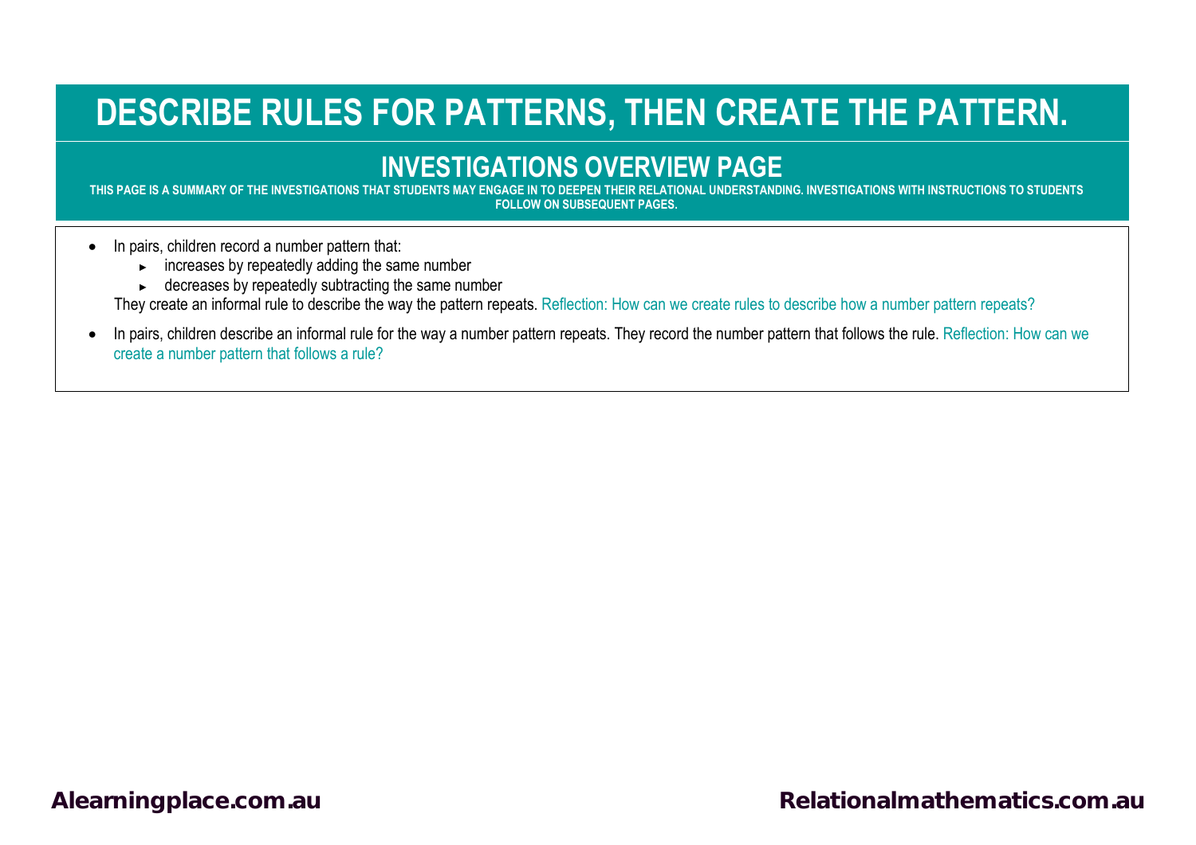# DESCRIBE RULES FOR PATTERNS, THEN CREATE THE PATTERN.

## INVESTIGATIONS OVERVIEW PAGE

**THIS PAGE IS A SUMMARY OF THE INVESTIGATIONS THAT STUDENTS MAY ENGAGE IN TO DEEPEN THEIR RELATIONAL UNDERSTANDING. INVESTIGATIONS WITH INSTRUCTIONS TO STUDENTS FOLLOW ON SUBSEQUENT PAGES.**

- In pairs, children record a number pattern that:
  - increases by repeatedly adding the same number
  - decreases by repeatedly subtracting the same number

  They create an informal rule to describe the way the pattern repeats. Reflection: How can we create rules to describe how a number pattern repeats?
- In pairs, children describe an informal rule for the way a number pattern repeats. They record the number pattern that follows the rule. Reflection: How can we create a number pattern that follows a rule?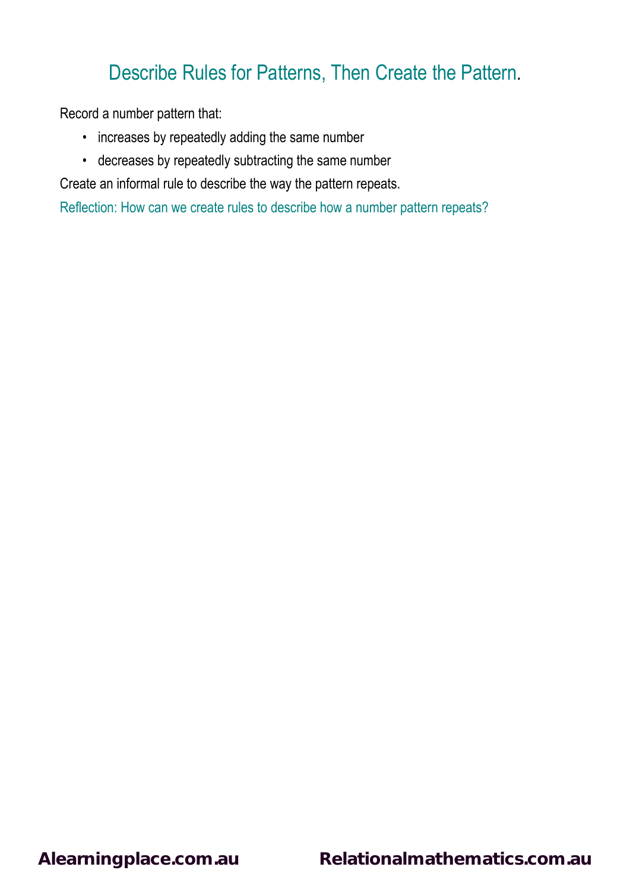# Describe Rules for Patterns, Then Create the Pattern.

Record a number pattern that:

- increases by repeatedly adding the same number
- decreases by repeatedly subtracting the same number

Create an informal rule to describe the way the pattern repeats.

Reflection: How can we create rules to describe how a number pattern repeats?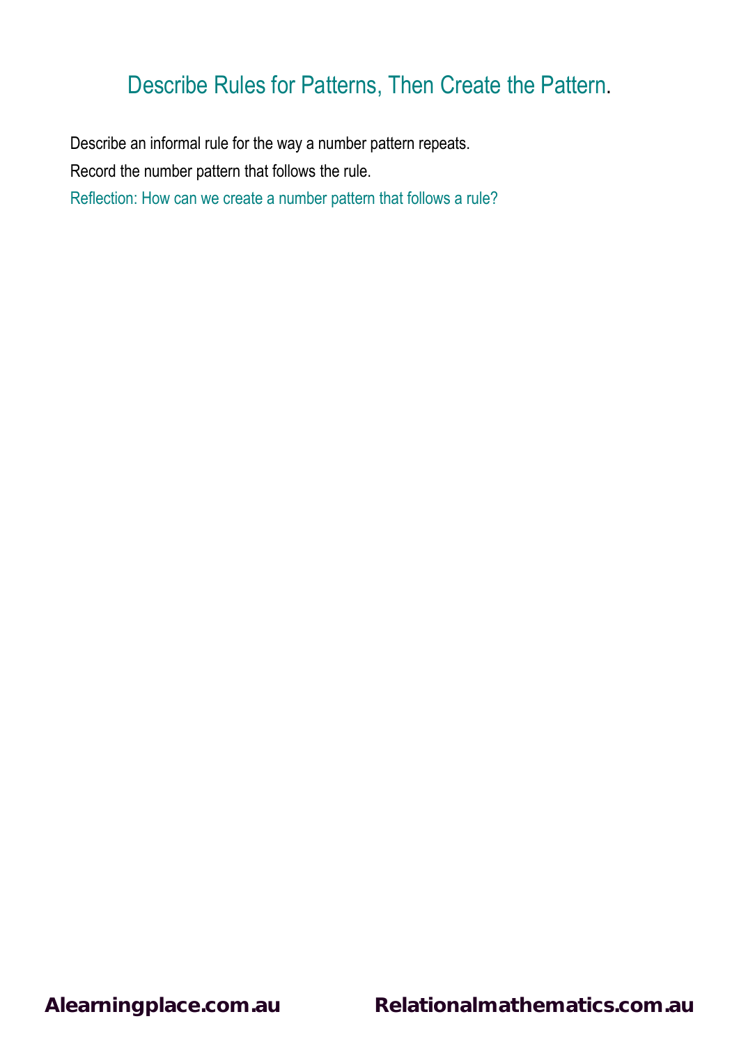# Describe Rules for Patterns, Then Create the Pattern.

Describe an informal rule for the way a number pattern repeats.

Record the number pattern that follows the rule.

Reflection: How can we create a number pattern that follows a rule?

**Alearningplace.com.au** **Relationalmathematics.com.au**